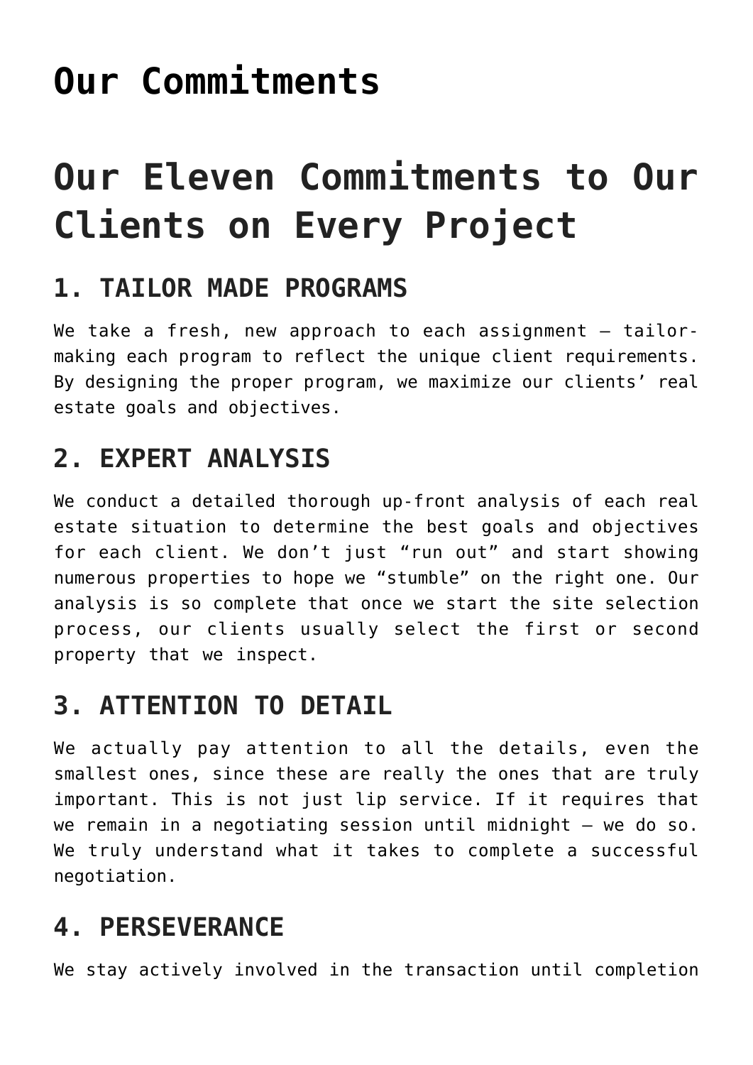# Our Commitments

# Our Eleven Commitments to Our Clients on Every Project

## 1. TAILOR MADE PROGRAMS

We take a fresh, new approach to each assignment – tailor-making each program to reflect the unique client requirements. By designing the proper program, we maximize our clients' real estate goals and objectives.

## 2. EXPERT ANALYSIS

We conduct a detailed thorough up-front analysis of each real estate situation to determine the best goals and objectives for each client. We don't just "run out" and start showing numerous properties to hope we "stumble" on the right one. Our analysis is so complete that once we start the site selection process, our clients usually select the first or second property that we inspect.

## 3. ATTENTION TO DETAIL

We actually pay attention to all the details, even the smallest ones, since these are really the ones that are truly important. This is not just lip service. If it requires that we remain in a negotiating session until midnight – we do so. We truly understand what it takes to complete a successful negotiation.

## 4. PERSEVERANCE

We stay actively involved in the transaction until completion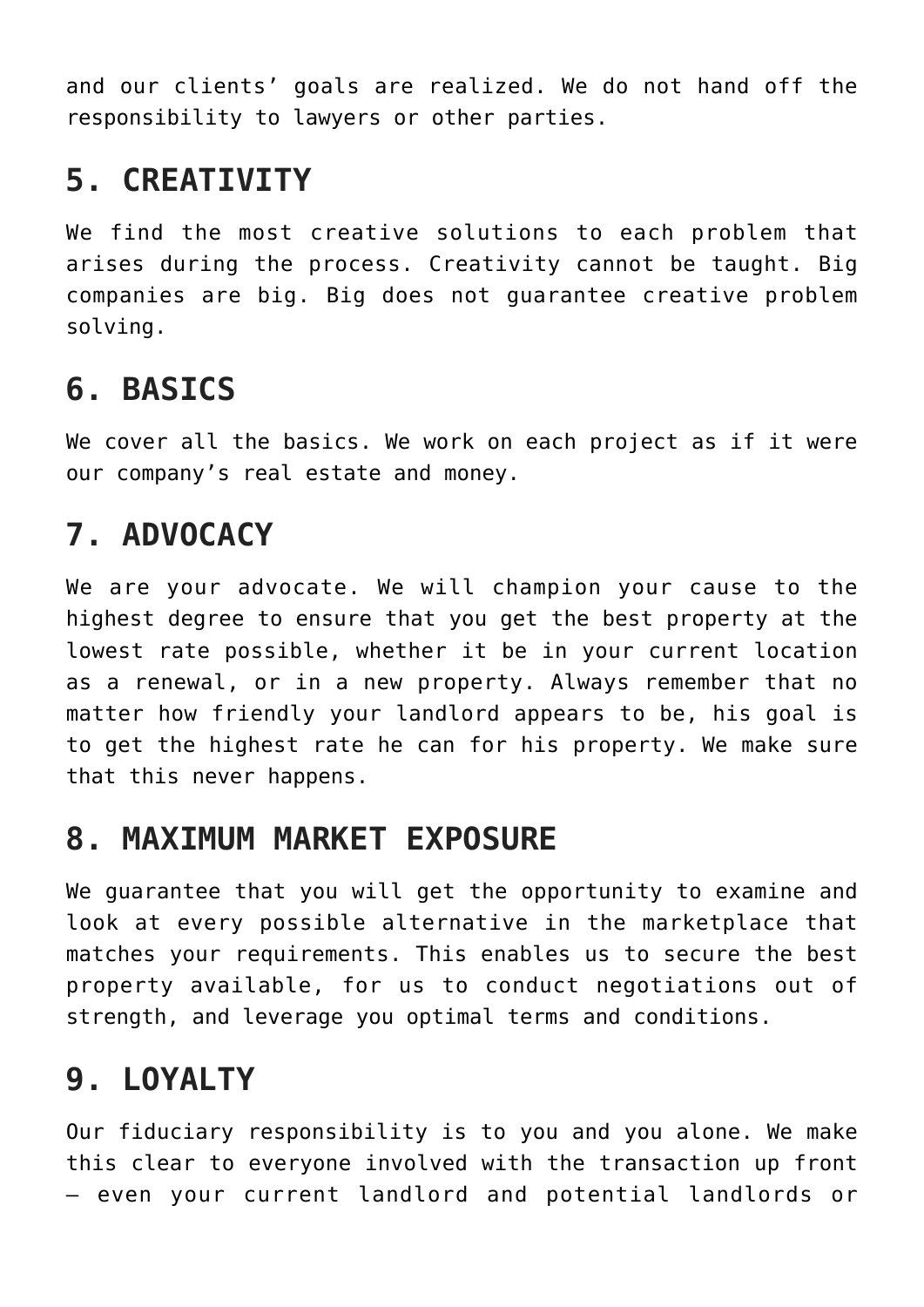and our clients' goals are realized. We do not hand off the responsibility to lawyers or other parties.

## 5. CREATIVITY

We find the most creative solutions to each problem that arises during the process. Creativity cannot be taught. Big companies are big. Big does not guarantee creative problem solving.

## 6. BASICS

We cover all the basics. We work on each project as if it were our company's real estate and money.

## 7. ADVOCACY

We are your advocate. We will champion your cause to the highest degree to ensure that you get the best property at the lowest rate possible, whether it be in your current location as a renewal, or in a new property. Always remember that no matter how friendly your landlord appears to be, his goal is to get the highest rate he can for his property. We make sure that this never happens.

## 8. MAXIMUM MARKET EXPOSURE

We guarantee that you will get the opportunity to examine and look at every possible alternative in the marketplace that matches your requirements. This enables us to secure the best property available, for us to conduct negotiations out of strength, and leverage you optimal terms and conditions.

## 9. LOYALTY

Our fiduciary responsibility is to you and you alone. We make this clear to everyone involved with the transaction up front – even your current landlord and potential landlords or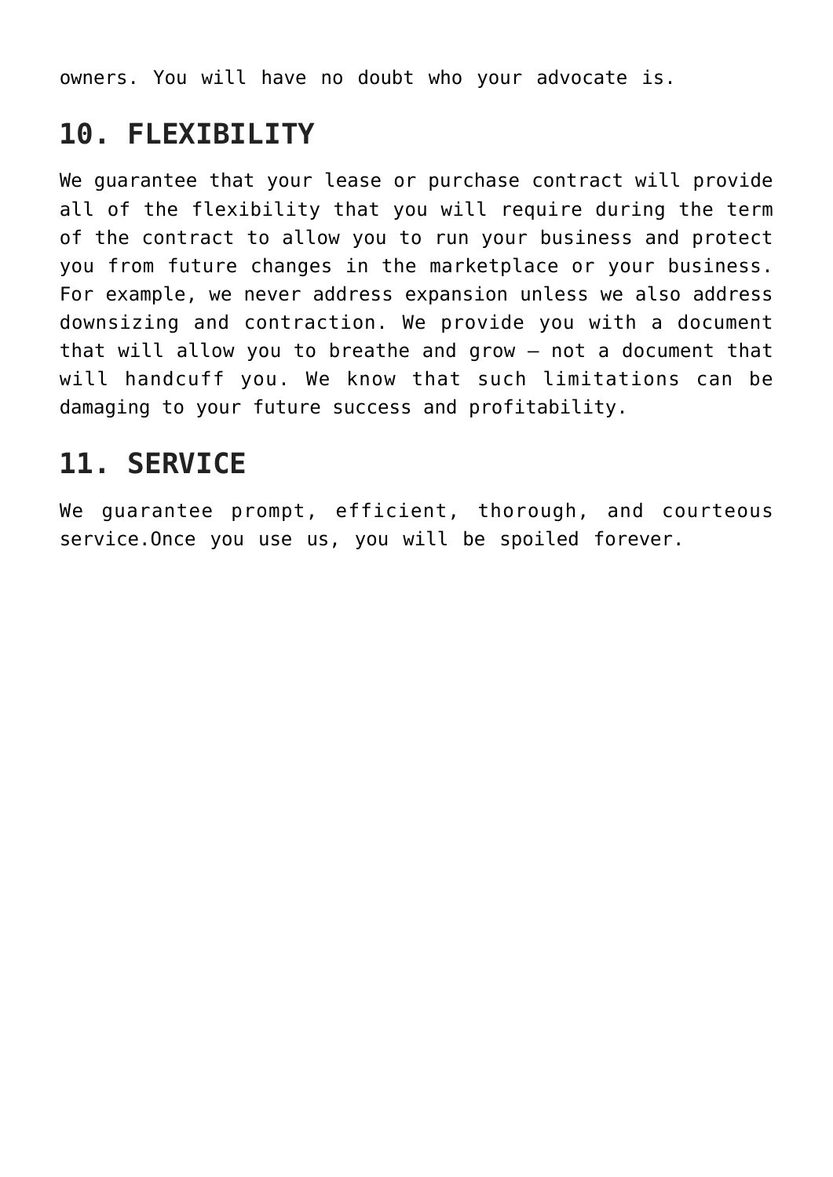owners. You will have no doubt who your advocate is.

## 10. FLEXIBILITY

We guarantee that your lease or purchase contract will provide all of the flexibility that you will require during the term of the contract to allow you to run your business and protect you from future changes in the marketplace or your business. For example, we never address expansion unless we also address downsizing and contraction. We provide you with a document that will allow you to breathe and grow – not a document that will handcuff you. We know that such limitations can be damaging to your future success and profitability.

## 11. SERVICE

We guarantee prompt, efficient, thorough, and courteous service.Once you use us, you will be spoiled forever.